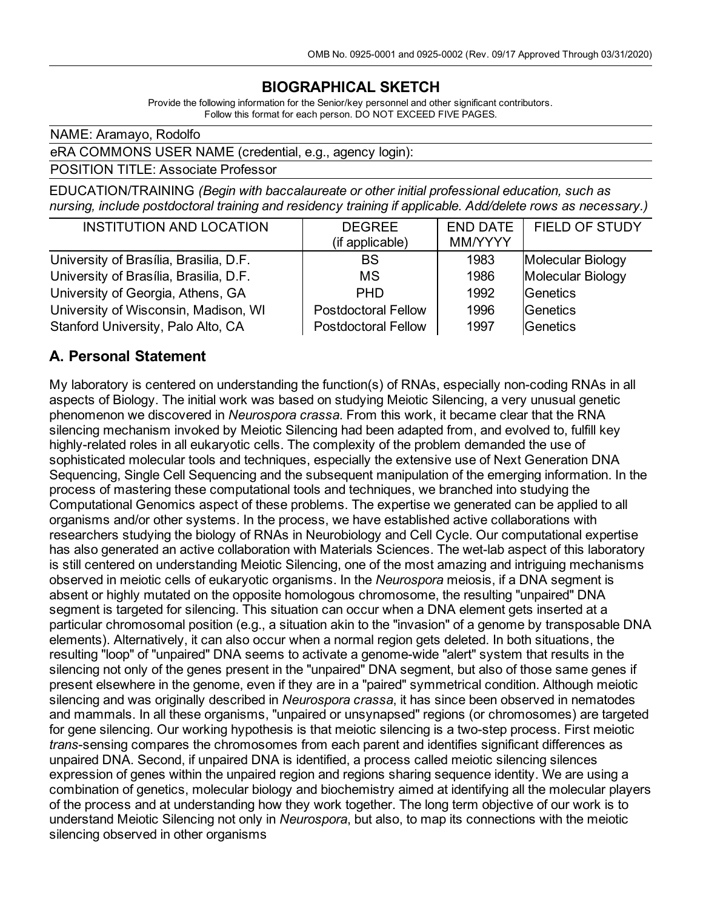# BIOGRAPHICAL SKETCH

Provide the following information for the Senior/key personnel and other significant contributors.
Follow this format for each person. DO NOT EXCEED FIVE PAGES.

NAME: Aramayo, Rodolfo

eRA COMMONS USER NAME (credential, e.g., agency login):

POSITION TITLE: Associate Professor

EDUCATION/TRAINING *(Begin with baccalaureate or other initial professional education, such as nursing, include postdoctoral training and residency training if applicable. Add/delete rows as necessary.)*

| INSTITUTION AND LOCATION | DEGREE (if applicable) | END DATE MM/YYYY | FIELD OF STUDY |
|---|---|---|---|
| University of Brasília, Brasilia, D.F. | BS | 1983 | Molecular Biology |
| University of Brasília, Brasilia, D.F. | MS | 1986 | Molecular Biology |
| University of Georgia, Athens, GA | PHD | 1992 | Genetics |
| University of Wisconsin, Madison, WI | Postdoctoral Fellow | 1996 | Genetics |
| Stanford University, Palo Alto, CA | Postdoctoral Fellow | 1997 | Genetics |

## A. Personal Statement

My laboratory is centered on understanding the function(s) of RNAs, especially non-coding RNAs in all aspects of Biology. The initial work was based on studying Meiotic Silencing, a very unusual genetic phenomenon we discovered in *Neurospora crassa*. From this work, it became clear that the RNA silencing mechanism invoked by Meiotic Silencing had been adapted from, and evolved to, fulfill key highly-related roles in all eukaryotic cells. The complexity of the problem demanded the use of sophisticated molecular tools and techniques, especially the extensive use of Next Generation DNA Sequencing, Single Cell Sequencing and the subsequent manipulation of the emerging information. In the process of mastering these computational tools and techniques, we branched into studying the Computational Genomics aspect of these problems. The expertise we generated can be applied to all organisms and/or other systems. In the process, we have established active collaborations with researchers studying the biology of RNAs in Neurobiology and Cell Cycle. Our computational expertise has also generated an active collaboration with Materials Sciences. The wet-lab aspect of this laboratory is still centered on understanding Meiotic Silencing, one of the most amazing and intriguing mechanisms observed in meiotic cells of eukaryotic organisms. In the *Neurospora* meiosis, if a DNA segment is absent or highly mutated on the opposite homologous chromosome, the resulting "unpaired" DNA segment is targeted for silencing. This situation can occur when a DNA element gets inserted at a particular chromosomal position (e.g., a situation akin to the "invasion" of a genome by transposable DNA elements). Alternatively, it can also occur when a normal region gets deleted. In both situations, the resulting "loop" of "unpaired" DNA seems to activate a genome-wide "alert" system that results in the silencing not only of the genes present in the "unpaired" DNA segment, but also of those same genes if present elsewhere in the genome, even if they are in a "paired" symmetrical condition. Although meiotic silencing and was originally described in *Neurospora crassa*, it has since been observed in nematodes and mammals. In all these organisms, "unpaired or unsynapsed" regions (or chromosomes) are targeted for gene silencing. Our working hypothesis is that meiotic silencing is a two-step process. First meiotic *trans*-sensing compares the chromosomes from each parent and identifies significant differences as unpaired DNA. Second, if unpaired DNA is identified, a process called meiotic silencing silences expression of genes within the unpaired region and regions sharing sequence identity. We are using a combination of genetics, molecular biology and biochemistry aimed at identifying all the molecular players of the process and at understanding how they work together. The long term objective of our work is to understand Meiotic Silencing not only in *Neurospora*, but also, to map its connections with the meiotic silencing observed in other organisms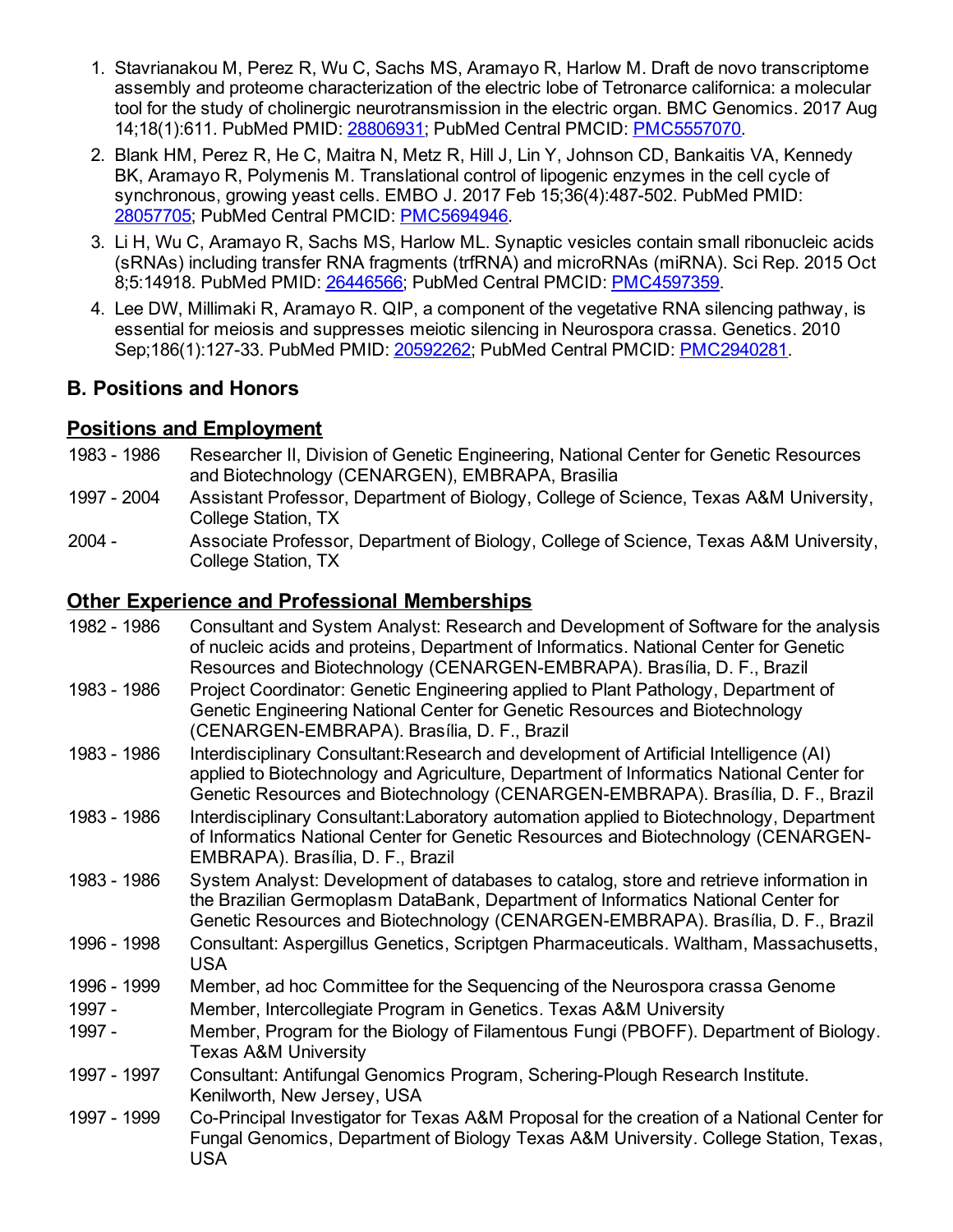1. Stavrianakou M, Perez R, Wu C, Sachs MS, Aramayo R, Harlow M. Draft de novo transcriptome assembly and proteome characterization of the electric lobe of Tetronarce californica: a molecular tool for the study of cholinergic neurotransmission in the electric organ. BMC Genomics. 2017 Aug 14;18(1):611. PubMed PMID: 28806931; PubMed Central PMCID: PMC5557070.
2. Blank HM, Perez R, He C, Maitra N, Metz R, Hill J, Lin Y, Johnson CD, Bankaitis VA, Kennedy BK, Aramayo R, Polymenis M. Translational control of lipogenic enzymes in the cell cycle of synchronous, growing yeast cells. EMBO J. 2017 Feb 15;36(4):487-502. PubMed PMID: 28057705; PubMed Central PMCID: PMC5694946.
3. Li H, Wu C, Aramayo R, Sachs MS, Harlow ML. Synaptic vesicles contain small ribonucleic acids (sRNAs) including transfer RNA fragments (trfRNA) and microRNAs (miRNA). Sci Rep. 2015 Oct 8;5:14918. PubMed PMID: 26446566; PubMed Central PMCID: PMC4597359.
4. Lee DW, Millimaki R, Aramayo R. QIP, a component of the vegetative RNA silencing pathway, is essential for meiosis and suppresses meiotic silencing in Neurospora crassa. Genetics. 2010 Sep;186(1):127-33. PubMed PMID: 20592262; PubMed Central PMCID: PMC2940281.

## B. Positions and Honors

### Positions and Employment

| | |
|---|---|
| 1983 - 1986 | Researcher II, Division of Genetic Engineering, National Center for Genetic Resources and Biotechnology (CENARGEN), EMBRAPA, Brasilia |
| 1997 - 2004 | Assistant Professor, Department of Biology, College of Science, Texas A&M University, College Station, TX |
| 2004 - | Associate Professor, Department of Biology, College of Science, Texas A&M University, College Station, TX |

### Other Experience and Professional Memberships

| | |
|---|---|
| 1982 - 1986 | Consultant and System Analyst: Research and Development of Software for the analysis of nucleic acids and proteins, Department of Informatics. National Center for Genetic Resources and Biotechnology (CENARGEN-EMBRAPA). Brasília, D. F., Brazil |
| 1983 - 1986 | Project Coordinator: Genetic Engineering applied to Plant Pathology, Department of Genetic Engineering National Center for Genetic Resources and Biotechnology (CENARGEN-EMBRAPA). Brasília, D. F., Brazil |
| 1983 - 1986 | Interdisciplinary Consultant:Research and development of Artificial Intelligence (AI) applied to Biotechnology and Agriculture, Department of Informatics National Center for Genetic Resources and Biotechnology (CENARGEN-EMBRAPA). Brasília, D. F., Brazil |
| 1983 - 1986 | Interdisciplinary Consultant:Laboratory automation applied to Biotechnology, Department of Informatics National Center for Genetic Resources and Biotechnology (CENARGEN-EMBRAPA). Brasília, D. F., Brazil |
| 1983 - 1986 | System Analyst: Development of databases to catalog, store and retrieve information in the Brazilian Germoplasm DataBank, Department of Informatics National Center for Genetic Resources and Biotechnology (CENARGEN-EMBRAPA). Brasília, D. F., Brazil |
| 1996 - 1998 | Consultant: Aspergillus Genetics, Scriptgen Pharmaceuticals. Waltham, Massachusetts, USA |
| 1996 - 1999 | Member, ad hoc Committee for the Sequencing of the Neurospora crassa Genome |
| 1997 - | Member, Intercollegiate Program in Genetics. Texas A&M University |
| 1997 - | Member, Program for the Biology of Filamentous Fungi (PBOFF). Department of Biology. Texas A&M University |
| 1997 - 1997 | Consultant: Antifungal Genomics Program, Schering-Plough Research Institute. Kenilworth, New Jersey, USA |
| 1997 - 1999 | Co-Principal Investigator for Texas A&M Proposal for the creation of a National Center for Fungal Genomics, Department of Biology Texas A&M University. College Station, Texas, USA |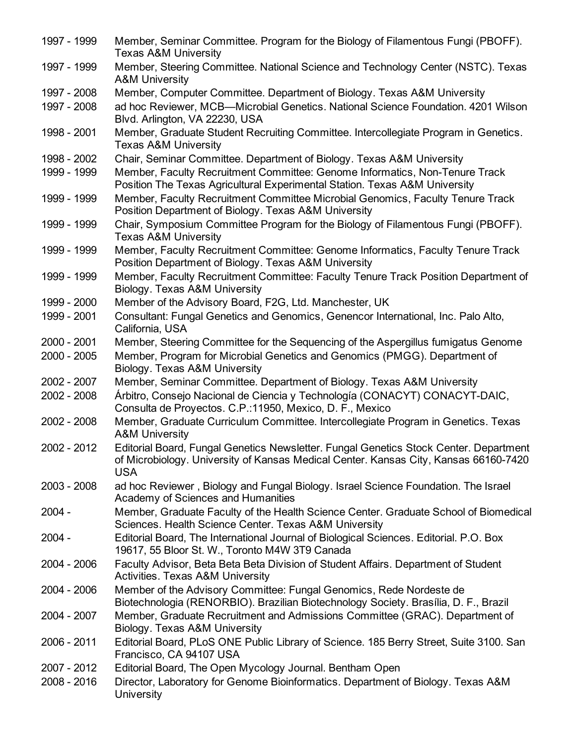1997 - 1999 Member, Seminar Committee. Program for the Biology of Filamentous Fungi (PBOFF). Texas A&M University

1997 - 1999 Member, Steering Committee. National Science and Technology Center (NSTC). Texas A&M University

1997 - 2008 Member, Computer Committee. Department of Biology. Texas A&M University

1997 - 2008 ad hoc Reviewer, MCB—Microbial Genetics. National Science Foundation. 4201 Wilson Blvd. Arlington, VA 22230, USA

1998 - 2001 Member, Graduate Student Recruiting Committee. Intercollegiate Program in Genetics. Texas A&M University

1998 - 2002 Chair, Seminar Committee. Department of Biology. Texas A&M University

1999 - 1999 Member, Faculty Recruitment Committee: Genome Informatics, Non-Tenure Track Position The Texas Agricultural Experimental Station. Texas A&M University

1999 - 1999 Member, Faculty Recruitment Committee Microbial Genomics, Faculty Tenure Track Position Department of Biology. Texas A&M University

1999 - 1999 Chair, Symposium Committee Program for the Biology of Filamentous Fungi (PBOFF). Texas A&M University

1999 - 1999 Member, Faculty Recruitment Committee: Genome Informatics, Faculty Tenure Track Position Department of Biology. Texas A&M University

1999 - 1999 Member, Faculty Recruitment Committee: Faculty Tenure Track Position Department of Biology. Texas A&M University

1999 - 2000 Member of the Advisory Board, F2G, Ltd. Manchester, UK

1999 - 2001 Consultant: Fungal Genetics and Genomics, Genencor International, Inc. Palo Alto, California, USA

2000 - 2001 Member, Steering Committee for the Sequencing of the Aspergillus fumigatus Genome

2000 - 2005 Member, Program for Microbial Genetics and Genomics (PMGG). Department of Biology. Texas A&M University

2002 - 2007 Member, Seminar Committee. Department of Biology. Texas A&M University

2002 - 2008 Árbitro, Consejo Nacional de Ciencia y Technología (CONACYT) CONACYT-DAIC, Consulta de Proyectos. C.P.:11950, Mexico, D. F., Mexico

2002 - 2008 Member, Graduate Curriculum Committee. Intercollegiate Program in Genetics. Texas A&M University

2002 - 2012 Editorial Board, Fungal Genetics Newsletter. Fungal Genetics Stock Center. Department of Microbiology. University of Kansas Medical Center. Kansas City, Kansas 66160-7420 USA

2003 - 2008 ad hoc Reviewer , Biology and Fungal Biology. Israel Science Foundation. The Israel Academy of Sciences and Humanities

2004 - Member, Graduate Faculty of the Health Science Center. Graduate School of Biomedical Sciences. Health Science Center. Texas A&M University

2004 - Editorial Board, The International Journal of Biological Sciences. Editorial. P.O. Box 19617, 55 Bloor St. W., Toronto M4W 3T9 Canada

2004 - 2006 Faculty Advisor, Beta Beta Beta Division of Student Affairs. Department of Student Activities. Texas A&M University

2004 - 2006 Member of the Advisory Committee: Fungal Genomics, Rede Nordeste de Biotechnologia (RENORBIO). Brazilian Biotechnology Society. Brasília, D. F., Brazil

2004 - 2007 Member, Graduate Recruitment and Admissions Committee (GRAC). Department of Biology. Texas A&M University

2006 - 2011 Editorial Board, PLoS ONE Public Library of Science. 185 Berry Street, Suite 3100. San Francisco, CA 94107 USA

2007 - 2012 Editorial Board, The Open Mycology Journal. Bentham Open

2008 - 2016 Director, Laboratory for Genome Bioinformatics. Department of Biology. Texas A&M University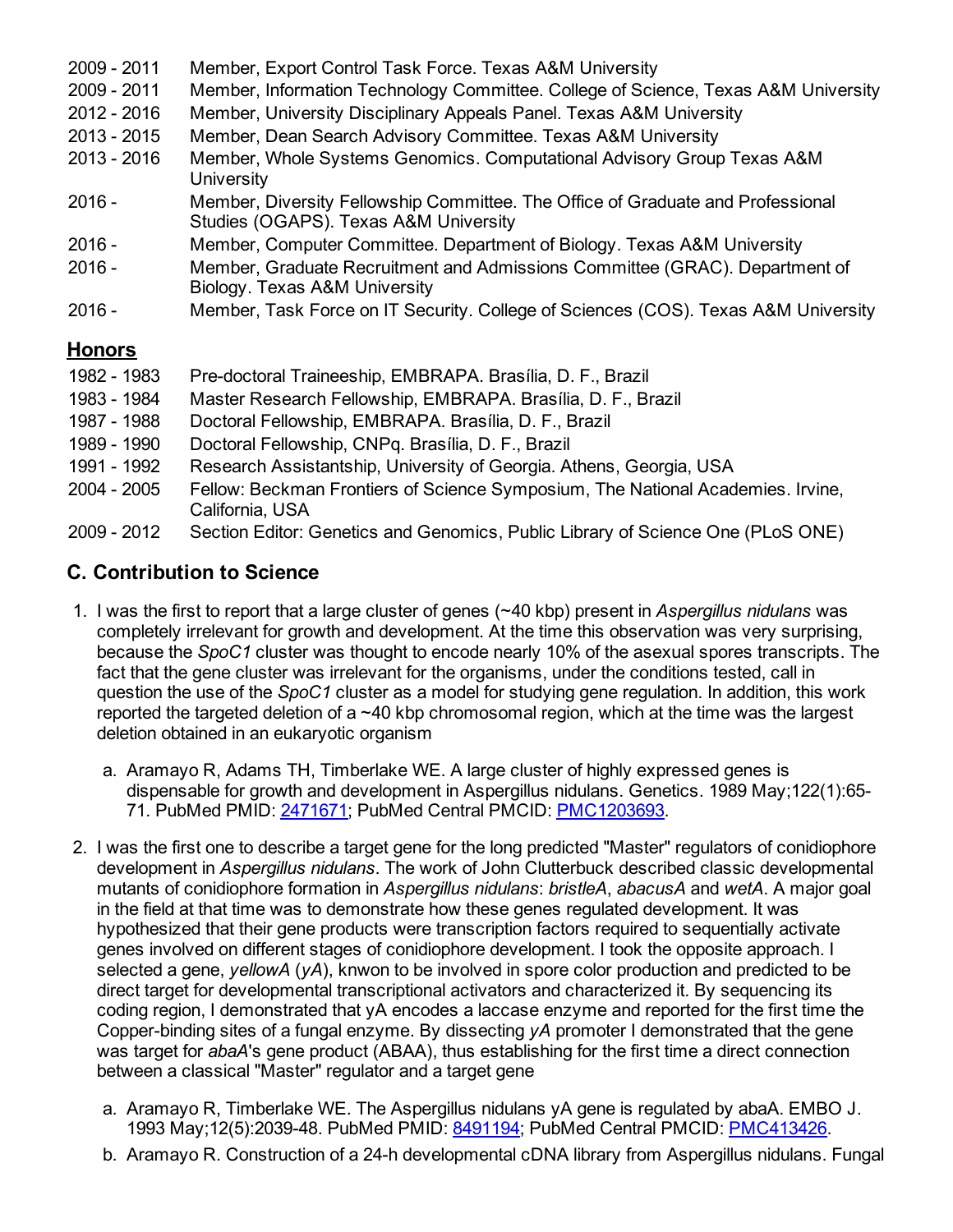2009 - 2011 Member, Export Control Task Force. Texas A&M University
2009 - 2011 Member, Information Technology Committee. College of Science, Texas A&M University
2012 - 2016 Member, University Disciplinary Appeals Panel. Texas A&M University
2013 - 2015 Member, Dean Search Advisory Committee. Texas A&M University
2013 - 2016 Member, Whole Systems Genomics. Computational Advisory Group Texas A&M University
2016 - Member, Diversity Fellowship Committee. The Office of Graduate and Professional Studies (OGAPS). Texas A&M University
2016 - Member, Computer Committee. Department of Biology. Texas A&M University
2016 - Member, Graduate Recruitment and Admissions Committee (GRAC). Department of Biology. Texas A&M University
2016 - Member, Task Force on IT Security. College of Sciences (COS). Texas A&M University

## Honors

1982 - 1983 Pre-doctoral Traineeship, EMBRAPA. Brasília, D. F., Brazil
1983 - 1984 Master Research Fellowship, EMBRAPA. Brasília, D. F., Brazil
1987 - 1988 Doctoral Fellowship, EMBRAPA. Brasília, D. F., Brazil
1989 - 1990 Doctoral Fellowship, CNPq. Brasília, D. F., Brazil
1991 - 1992 Research Assistantship, University of Georgia. Athens, Georgia, USA
2004 - 2005 Fellow: Beckman Frontiers of Science Symposium, The National Academies. Irvine, California, USA
2009 - 2012 Section Editor: Genetics and Genomics, Public Library of Science One (PLoS ONE)

## C. Contribution to Science

1. I was the first to report that a large cluster of genes (~40 kbp) present in *Aspergillus nidulans* was completely irrelevant for growth and development. At the time this observation was very surprising, because the *SpoC1* cluster was thought to encode nearly 10% of the asexual spores transcripts. The fact that the gene cluster was irrelevant for the organisms, under the conditions tested, call in question the use of the *SpoC1* cluster as a model for studying gene regulation. In addition, this work reported the targeted deletion of a ~40 kbp chromosomal region, which at the time was the largest deletion obtained in an eukaryotic organism

   a. Aramayo R, Adams TH, Timberlake WE. A large cluster of highly expressed genes is dispensable for growth and development in Aspergillus nidulans. Genetics. 1989 May;122(1):65-71. PubMed PMID: 2471671; PubMed Central PMCID: PMC1203693.

2. I was the first one to describe a target gene for the long predicted "Master" regulators of conidiophore development in *Aspergillus nidulans*. The work of John Clutterbuck described classic developmental mutants of conidiophore formation in *Aspergillus nidulans*: *bristleA*, *abacusA* and *wetA*. A major goal in the field at that time was to demonstrate how these genes regulated development. It was hypothesized that their gene products were transcription factors required to sequentially activate genes involved on different stages of conidiophore development. I took the opposite approach. I selected a gene, *yellowA* (*yA*), knwon to be involved in spore color production and predicted to be direct target for developmental transcriptional activators and characterized it. By sequencing its coding region, I demonstrated that yA encodes a laccase enzyme and reported for the first time the Copper-binding sites of a fungal enzyme. By dissecting *yA* promoter I demonstrated that the gene was target for *abaA*'s gene product (ABAA), thus establishing for the first time a direct connection between a classical "Master" regulator and a target gene

   a. Aramayo R, Timberlake WE. The Aspergillus nidulans yA gene is regulated by abaA. EMBO J. 1993 May;12(5):2039-48. PubMed PMID: 8491194; PubMed Central PMCID: PMC413426.

   b. Aramayo R. Construction of a 24-h developmental cDNA library from Aspergillus nidulans. Fungal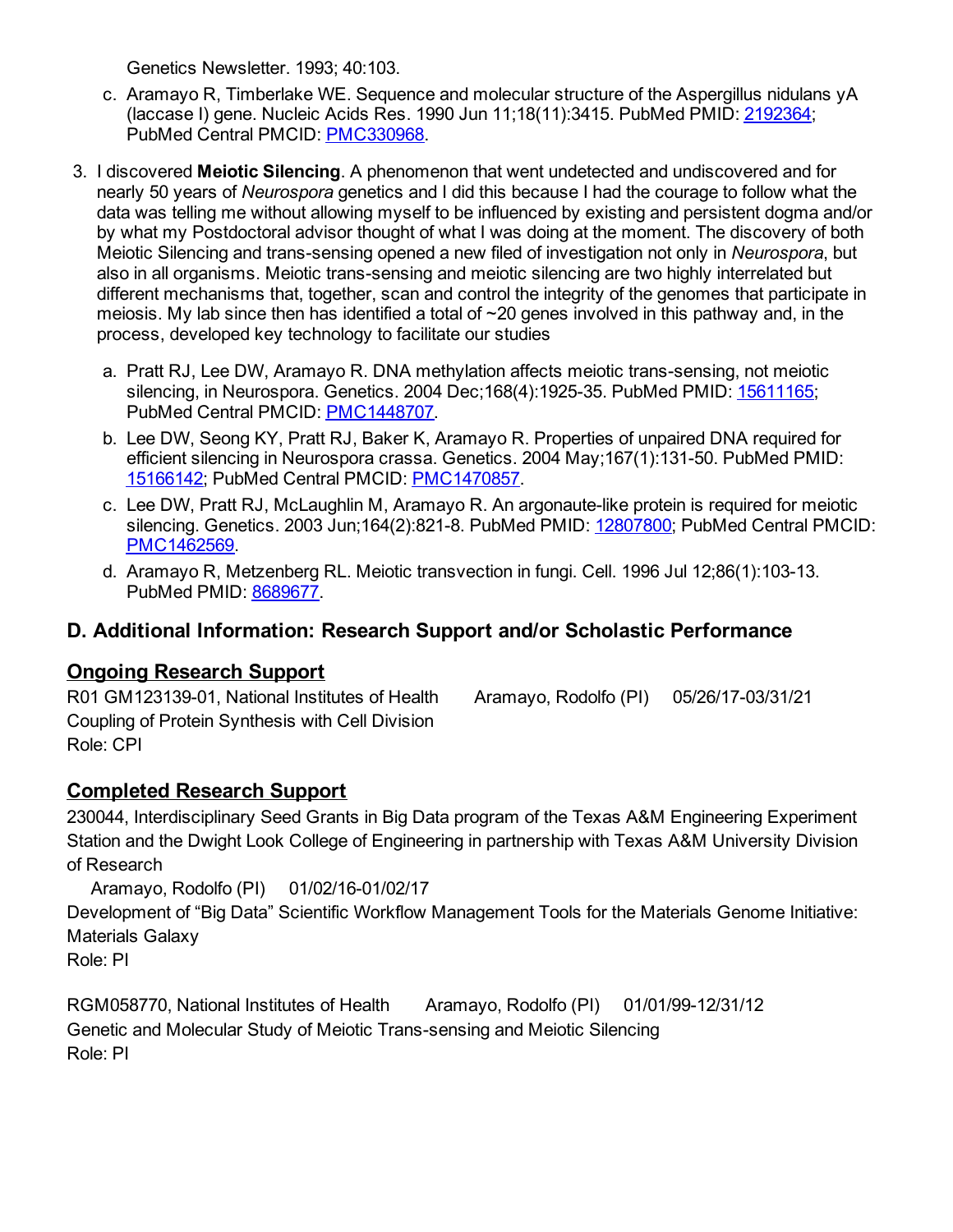Genetics Newsletter. 1993; 40:103.

c. Aramayo R, Timberlake WE. Sequence and molecular structure of the Aspergillus nidulans yA (laccase I) gene. Nucleic Acids Res. 1990 Jun 11;18(11):3415. PubMed PMID: 2192364; PubMed Central PMCID: PMC330968.

3. I discovered **Meiotic Silencing**. A phenomenon that went undetected and undiscovered and for nearly 50 years of *Neurospora* genetics and I did this because I had the courage to follow what the data was telling me without allowing myself to be influenced by existing and persistent dogma and/or by what my Postdoctoral advisor thought of what I was doing at the moment. The discovery of both Meiotic Silencing and trans-sensing opened a new filed of investigation not only in *Neurospora*, but also in all organisms. Meiotic trans-sensing and meiotic silencing are two highly interrelated but different mechanisms that, together, scan and control the integrity of the genomes that participate in meiosis. My lab since then has identified a total of ~20 genes involved in this pathway and, in the process, developed key technology to facilitate our studies

   a. Pratt RJ, Lee DW, Aramayo R. DNA methylation affects meiotic trans-sensing, not meiotic silencing, in Neurospora. Genetics. 2004 Dec;168(4):1925-35. PubMed PMID: 15611165; PubMed Central PMCID: PMC1448707.
   b. Lee DW, Seong KY, Pratt RJ, Baker K, Aramayo R. Properties of unpaired DNA required for efficient silencing in Neurospora crassa. Genetics. 2004 May;167(1):131-50. PubMed PMID: 15166142; PubMed Central PMCID: PMC1470857.
   c. Lee DW, Pratt RJ, McLaughlin M, Aramayo R. An argonaute-like protein is required for meiotic silencing. Genetics. 2003 Jun;164(2):821-8. PubMed PMID: 12807800; PubMed Central PMCID: PMC1462569.
   d. Aramayo R, Metzenberg RL. Meiotic transvection in fungi. Cell. 1996 Jul 12;86(1):103-13. PubMed PMID: 8689677.

## D. Additional Information: Research Support and/or Scholastic Performance

### Ongoing Research Support

R01 GM123139-01, National Institutes of Health Aramayo, Rodolfo (PI) 05/26/17-03/31/21
Coupling of Protein Synthesis with Cell Division
Role: CPI

### Completed Research Support

230044, Interdisciplinary Seed Grants in Big Data program of the Texas A&M Engineering Experiment Station and the Dwight Look College of Engineering in partnership with Texas A&M University Division of Research
Aramayo, Rodolfo (PI) 01/02/16-01/02/17
Development of "Big Data" Scientific Workflow Management Tools for the Materials Genome Initiative: Materials Galaxy
Role: PI

RGM058770, National Institutes of Health Aramayo, Rodolfo (PI) 01/01/99-12/31/12
Genetic and Molecular Study of Meiotic Trans-sensing and Meiotic Silencing
Role: PI